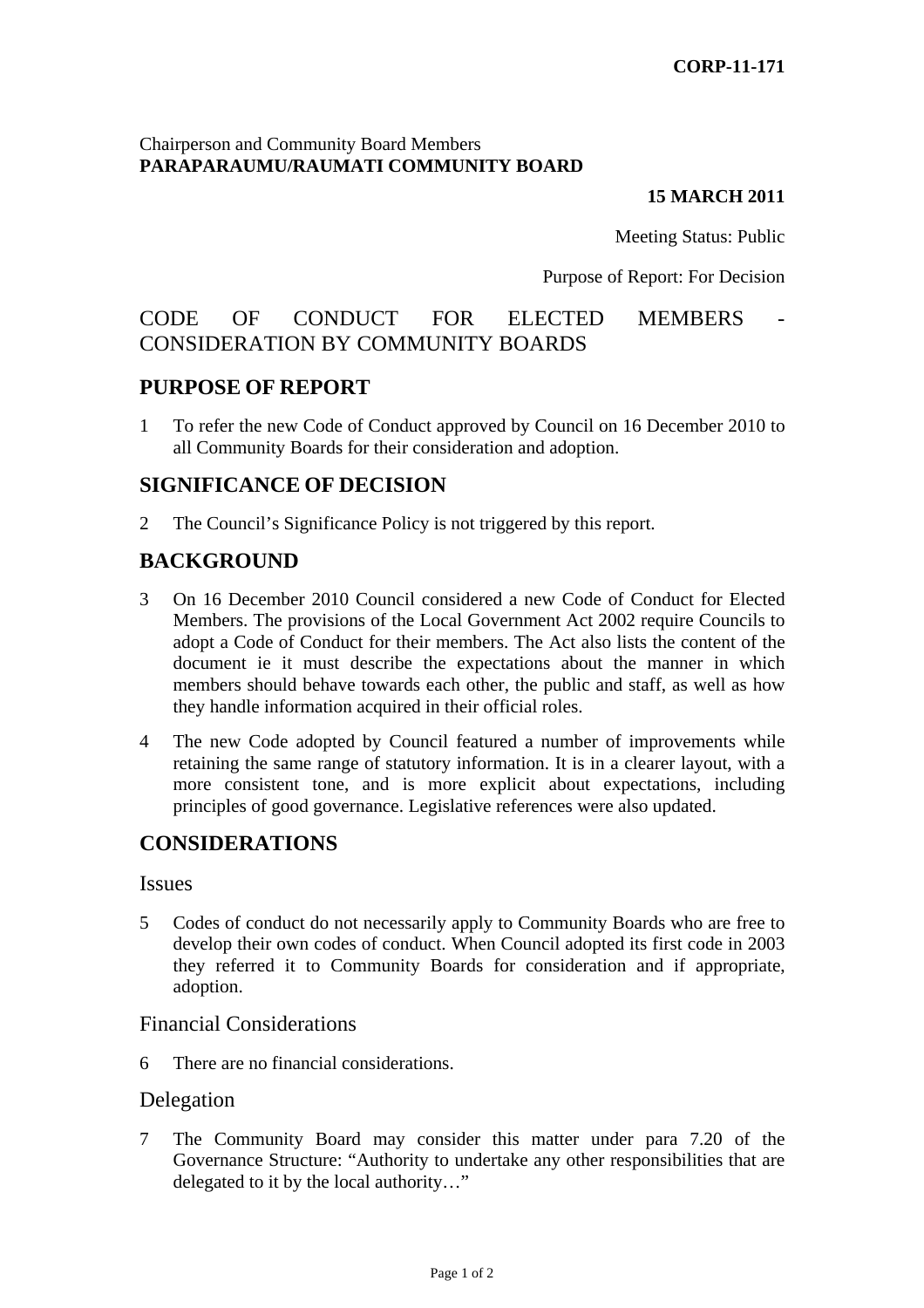**CORP-11-171**

Chairperson and Community Board Members
**PARAPARAUMU/RAUMATI COMMUNITY BOARD**

**15 MARCH 2011**

Meeting Status: Public

Purpose of Report: For Decision

# CODE OF CONDUCT FOR ELECTED MEMBERS - CONSIDERATION BY COMMUNITY BOARDS

## PURPOSE OF REPORT

1 To refer the new Code of Conduct approved by Council on 16 December 2010 to all Community Boards for their consideration and adoption.

## SIGNIFICANCE OF DECISION

2 The Council's Significance Policy is not triggered by this report.

## BACKGROUND

3 On 16 December 2010 Council considered a new Code of Conduct for Elected Members. The provisions of the Local Government Act 2002 require Councils to adopt a Code of Conduct for their members. The Act also lists the content of the document ie it must describe the expectations about the manner in which members should behave towards each other, the public and staff, as well as how they handle information acquired in their official roles.

4 The new Code adopted by Council featured a number of improvements while retaining the same range of statutory information. It is in a clearer layout, with a more consistent tone, and is more explicit about expectations, including principles of good governance. Legislative references were also updated.

## CONSIDERATIONS

### Issues

5 Codes of conduct do not necessarily apply to Community Boards who are free to develop their own codes of conduct. When Council adopted its first code in 2003 they referred it to Community Boards for consideration and if appropriate, adoption.

### Financial Considerations

6 There are no financial considerations.

### Delegation

7 The Community Board may consider this matter under para 7.20 of the Governance Structure: "Authority to undertake any other responsibilities that are delegated to it by the local authority…"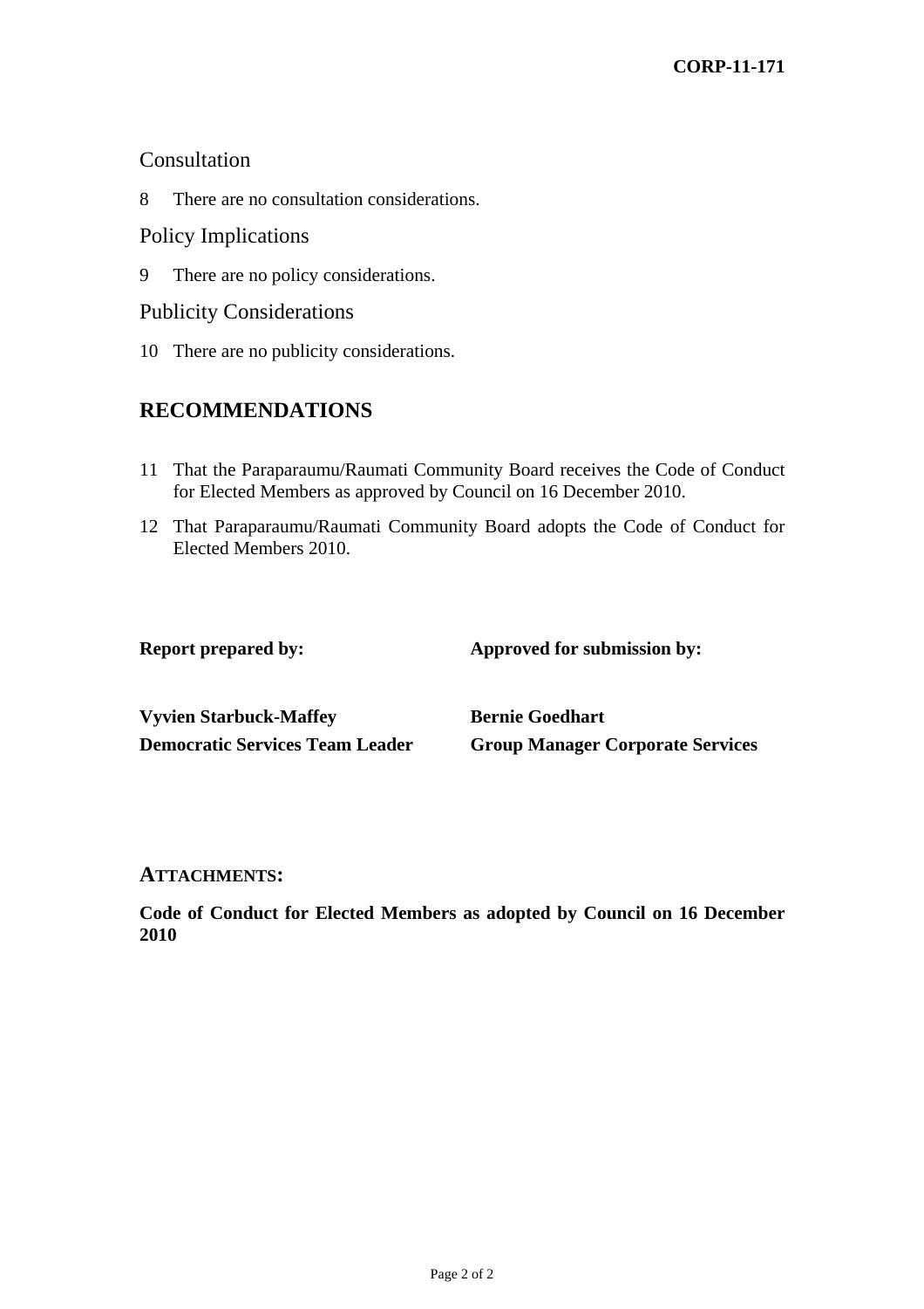## Consultation

8 There are no consultation considerations.

## Policy Implications

9 There are no policy considerations.

## Publicity Considerations

10 There are no publicity considerations.

# RECOMMENDATIONS

11 That the Paraparaumu/Raumati Community Board receives the Code of Conduct for Elected Members as approved by Council on 16 December 2010.

12 That Paraparaumu/Raumati Community Board adopts the Code of Conduct for Elected Members 2010.

| | |
|---|---|
| **Report prepared by:** | **Approved for submission by:** |
| **Vyvien Starbuck-Maffey** | **Bernie Goedhart** |
| **Democratic Services Team Leader** | **Group Manager Corporate Services** |

## ATTACHMENTS:

**Code of Conduct for Elected Members as adopted by Council on 16 December 2010**